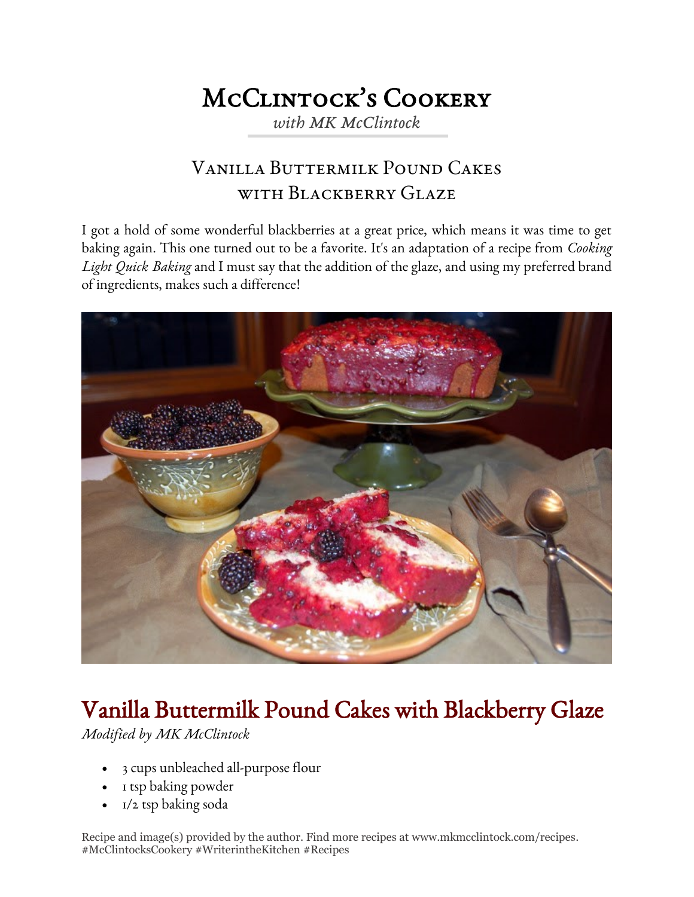# McClintock's Cookery

*with MK McClintock*

## Vanilla Buttermilk Pound Cakes with Blackberry Glaze

I got a hold of some wonderful blackberries at a great price, which means it was time to get baking again. This one turned out to be a favorite. It's an adaptation of a recipe from *Cooking Light Quick Baking* and I must say that the addition of the glaze, and using my preferred brand of ingredients, makes such a difference!

## Vanilla Buttermilk Pound Cakes with Blackberry Glaze

*Modified by MK McClintock*

- 3 cups unbleached all-purpose flour
- 1 tsp baking powder
- 1/2 tsp baking soda

Recipe and image(s) provided by the author. Find more recipes at www.mkmcclintock.com/recipes. #McClintocksCookery #WriterintheKitchen #Recipes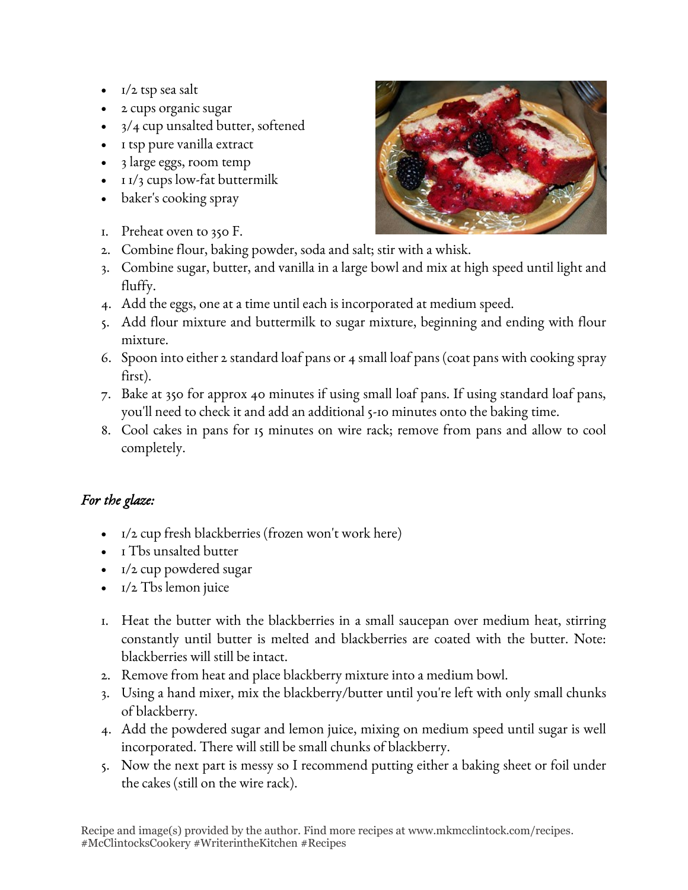- 1/2 tsp sea salt
- 2 cups organic sugar
- 3/4 cup unsalted butter, softened
- 1 tsp pure vanilla extract
- 3 large eggs, room temp
- 1 1/3 cups low-fat buttermilk
- baker's cooking spray

1. Preheat oven to 350 F.
2. Combine flour, baking powder, soda and salt; stir with a whisk.
3. Combine sugar, butter, and vanilla in a large bowl and mix at high speed until light and fluffy.
4. Add the eggs, one at a time until each is incorporated at medium speed.
5. Add flour mixture and buttermilk to sugar mixture, beginning and ending with flour mixture.
6. Spoon into either 2 standard loaf pans or 4 small loaf pans (coat pans with cooking spray first).
7. Bake at 350 for approx 40 minutes if using small loaf pans. If using standard loaf pans, you'll need to check it and add an additional 5-10 minutes onto the baking time.
8. Cool cakes in pans for 15 minutes on wire rack; remove from pans and allow to cool completely.

*For the glaze:*

- 1/2 cup fresh blackberries (frozen won't work here)
- 1 Tbs unsalted butter
- 1/2 cup powdered sugar
- 1/2 Tbs lemon juice

1. Heat the butter with the blackberries in a small saucepan over medium heat, stirring constantly until butter is melted and blackberries are coated with the butter. Note: blackberries will still be intact.
2. Remove from heat and place blackberry mixture into a medium bowl.
3. Using a hand mixer, mix the blackberry/butter until you're left with only small chunks of blackberry.
4. Add the powdered sugar and lemon juice, mixing on medium speed until sugar is well incorporated. There will still be small chunks of blackberry.
5. Now the next part is messy so I recommend putting either a baking sheet or foil under the cakes (still on the wire rack).

Recipe and image(s) provided by the author. Find more recipes at www.mkmcclintock.com/recipes. #McClintocksCookery #WriterintheKitchen #Recipes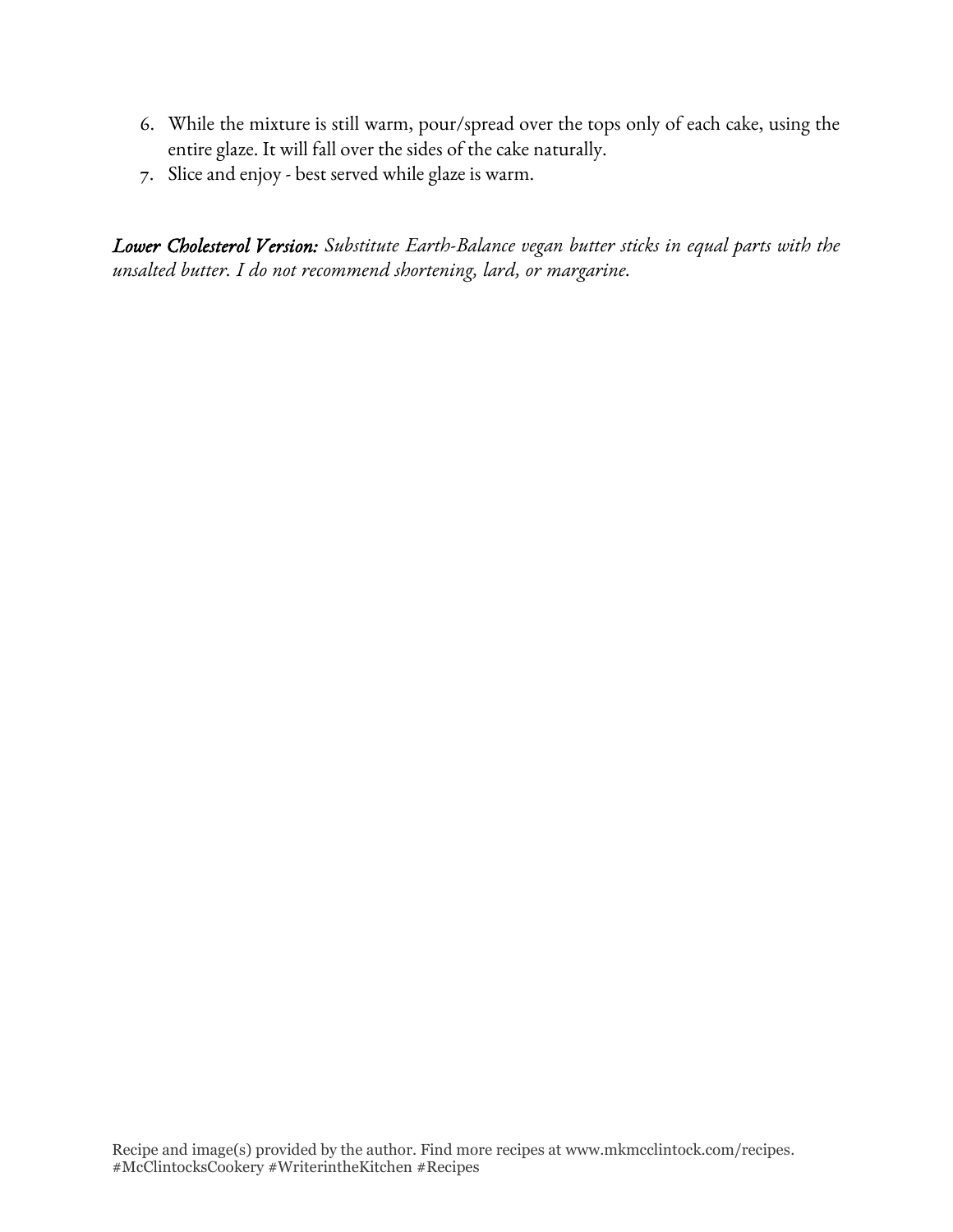6. While the mixture is still warm, pour/spread over the tops only of each cake, using the entire glaze. It will fall over the sides of the cake naturally.
7. Slice and enjoy - best served while glaze is warm.

***Lower Cholesterol Version:*** *Substitute Earth-Balance vegan butter sticks in equal parts with the unsalted butter. I do not recommend shortening, lard, or margarine.*

Recipe and image(s) provided by the author. Find more recipes at www.mkmcclintock.com/recipes. #McClintocksCookery #WriterintheKitchen #Recipes